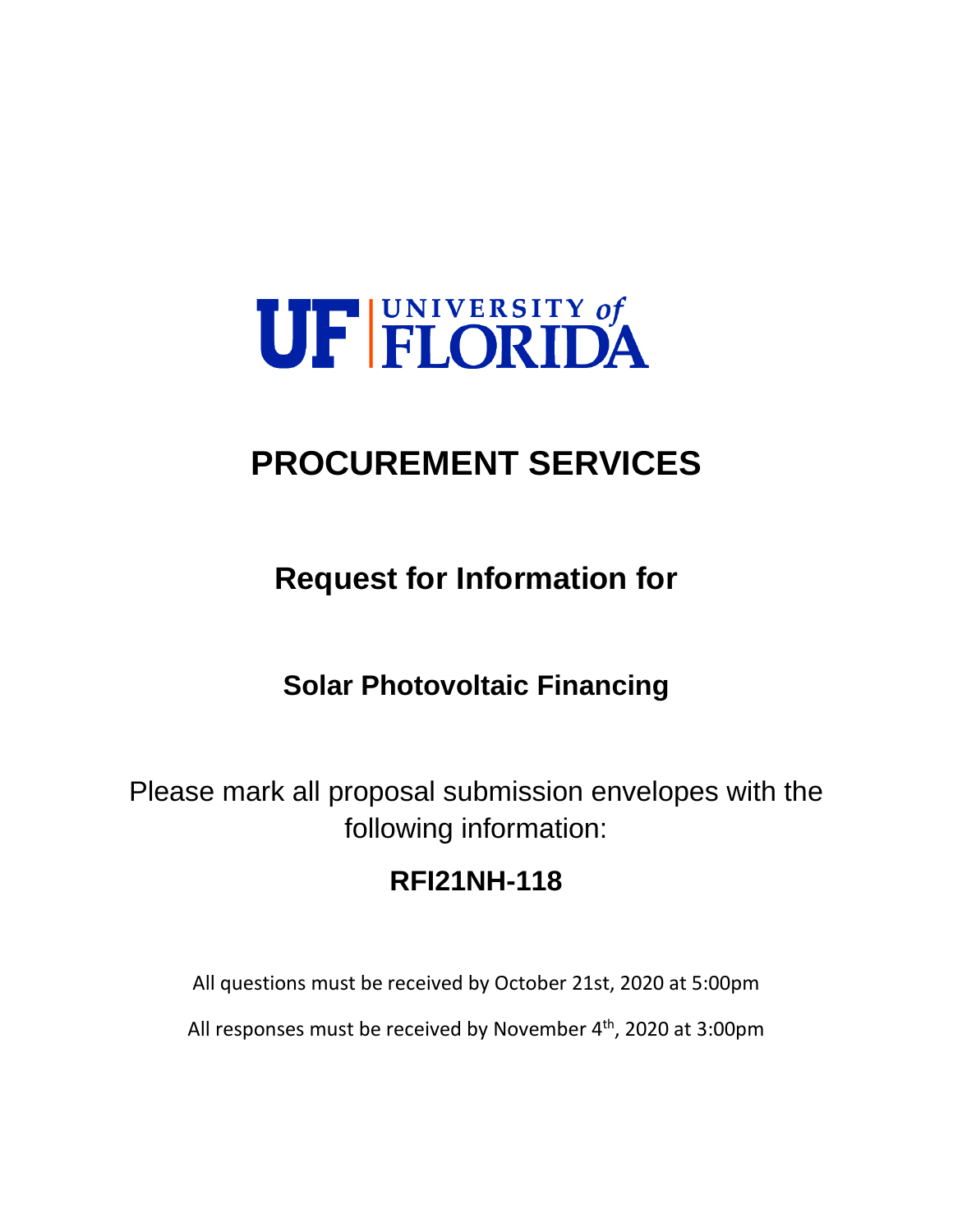UF | UNIVERSITY of FLORIDA

# PROCUREMENT SERVICES

## Request for Information for

### Solar Photovoltaic Financing

Please mark all proposal submission envelopes with the following information:

**RFI21NH-118**

All questions must be received by October 21st, 2020 at 5:00pm

All responses must be received by November 4th, 2020 at 3:00pm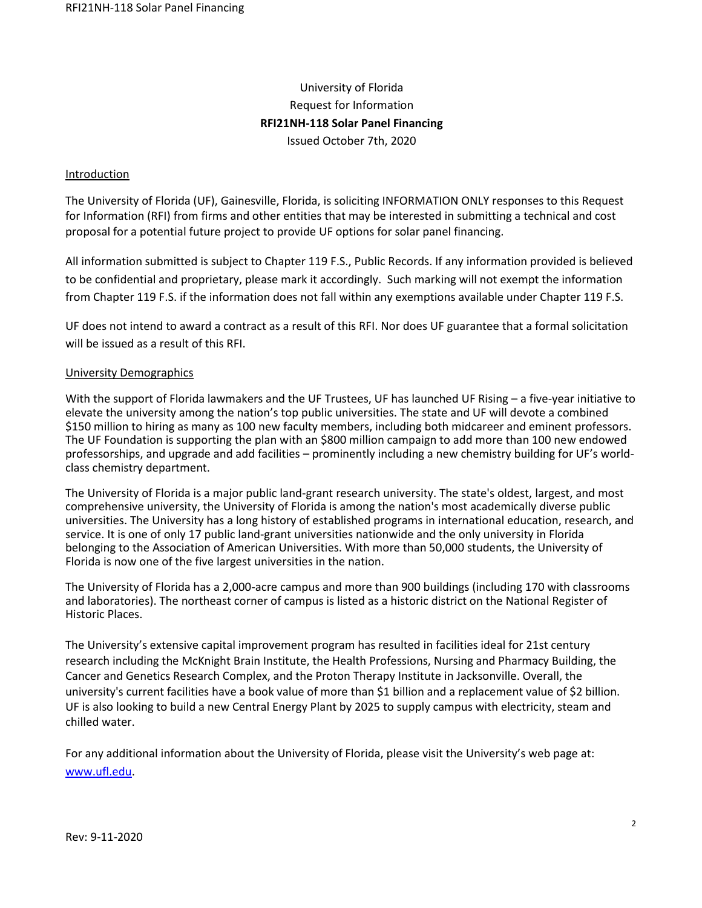University of Florida
Request for Information
**RFI21NH-118 Solar Panel Financing**
Issued October 7th, 2020

## Introduction

The University of Florida (UF), Gainesville, Florida, is soliciting INFORMATION ONLY responses to this Request for Information (RFI) from firms and other entities that may be interested in submitting a technical and cost proposal for a potential future project to provide UF options for solar panel financing.

All information submitted is subject to Chapter 119 F.S., Public Records. If any information provided is believed to be confidential and proprietary, please mark it accordingly. Such marking will not exempt the information from Chapter 119 F.S. if the information does not fall within any exemptions available under Chapter 119 F.S.

UF does not intend to award a contract as a result of this RFI. Nor does UF guarantee that a formal solicitation will be issued as a result of this RFI.

## University Demographics

With the support of Florida lawmakers and the UF Trustees, UF has launched UF Rising – a five-year initiative to elevate the university among the nation's top public universities. The state and UF will devote a combined $150 million to hiring as many as 100 new faculty members, including both midcareer and eminent professors. The UF Foundation is supporting the plan with an $800 million campaign to add more than 100 new endowed professorships, and upgrade and add facilities – prominently including a new chemistry building for UF's world-class chemistry department.

The University of Florida is a major public land-grant research university. The state's oldest, largest, and most comprehensive university, the University of Florida is among the nation's most academically diverse public universities. The University has a long history of established programs in international education, research, and service. It is one of only 17 public land-grant universities nationwide and the only university in Florida belonging to the Association of American Universities. With more than 50,000 students, the University of Florida is now one of the five largest universities in the nation.

The University of Florida has a 2,000-acre campus and more than 900 buildings (including 170 with classrooms and laboratories). The northeast corner of campus is listed as a historic district on the National Register of Historic Places.

The University's extensive capital improvement program has resulted in facilities ideal for 21st century research including the McKnight Brain Institute, the Health Professions, Nursing and Pharmacy Building, the Cancer and Genetics Research Complex, and the Proton Therapy Institute in Jacksonville. Overall, the university's current facilities have a book value of more than $1 billion and a replacement value of $2 billion. UF is also looking to build a new Central Energy Plant by 2025 to supply campus with electricity, steam and chilled water.

For any additional information about the University of Florida, please visit the University's web page at: [www.ufl.edu](http://www.ufl.edu).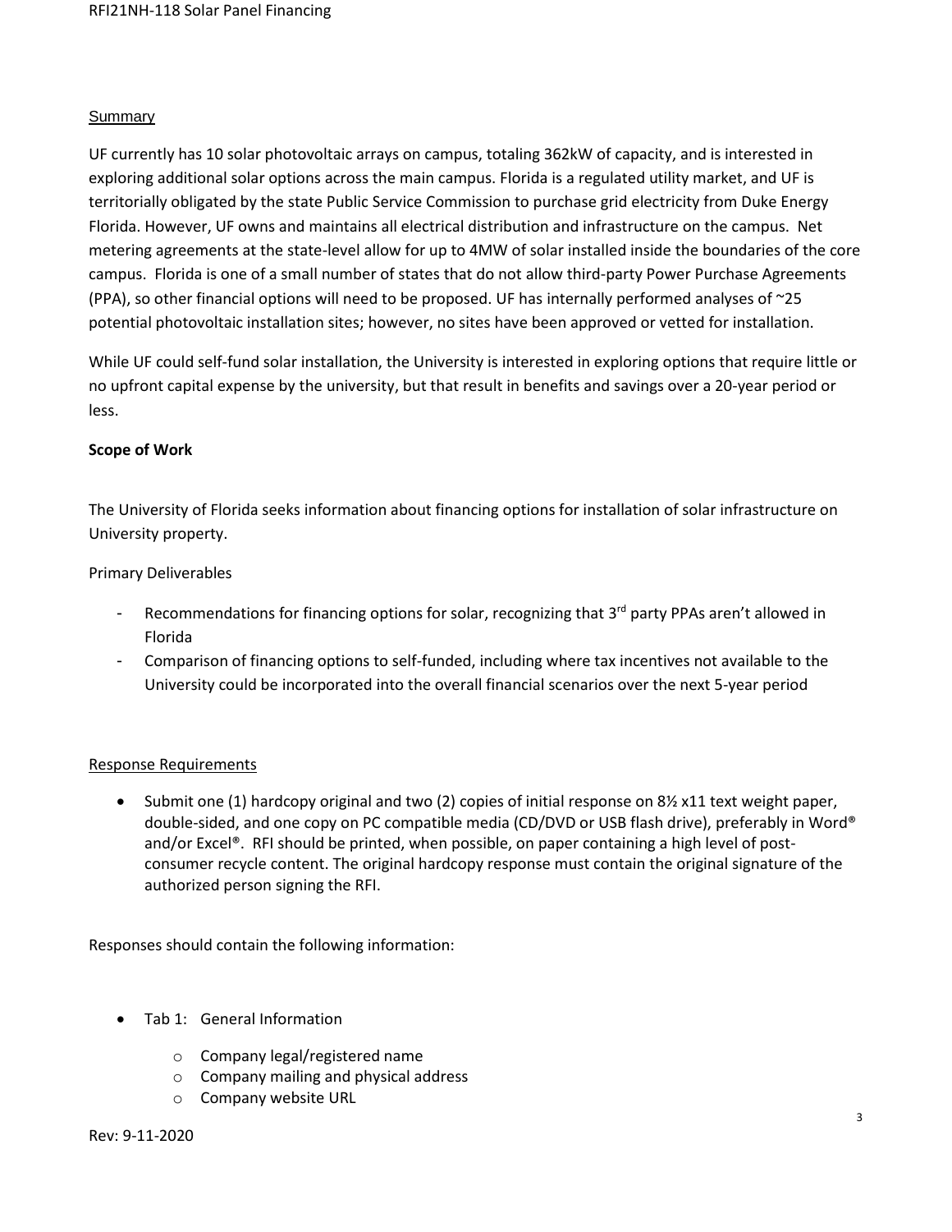## Summary

UF currently has 10 solar photovoltaic arrays on campus, totaling 362kW of capacity, and is interested in exploring additional solar options across the main campus. Florida is a regulated utility market, and UF is territorially obligated by the state Public Service Commission to purchase grid electricity from Duke Energy Florida. However, UF owns and maintains all electrical distribution and infrastructure on the campus. Net metering agreements at the state-level allow for up to 4MW of solar installed inside the boundaries of the core campus. Florida is one of a small number of states that do not allow third-party Power Purchase Agreements (PPA), so other financial options will need to be proposed. UF has internally performed analyses of ~25 potential photovoltaic installation sites; however, no sites have been approved or vetted for installation.

While UF could self-fund solar installation, the University is interested in exploring options that require little or no upfront capital expense by the university, but that result in benefits and savings over a 20-year period or less.

**Scope of Work**

The University of Florida seeks information about financing options for installation of solar infrastructure on University property.

Primary Deliverables

- Recommendations for financing options for solar, recognizing that 3rd party PPAs aren't allowed in Florida
- Comparison of financing options to self-funded, including where tax incentives not available to the University could be incorporated into the overall financial scenarios over the next 5-year period

## Response Requirements

- Submit one (1) hardcopy original and two (2) copies of initial response on 8½ x11 text weight paper, double-sided, and one copy on PC compatible media (CD/DVD or USB flash drive), preferably in Word® and/or Excel®. RFI should be printed, when possible, on paper containing a high level of post-consumer recycle content. The original hardcopy response must contain the original signature of the authorized person signing the RFI.

Responses should contain the following information:

- Tab 1: General Information
  - Company legal/registered name
  - Company mailing and physical address
  - Company website URL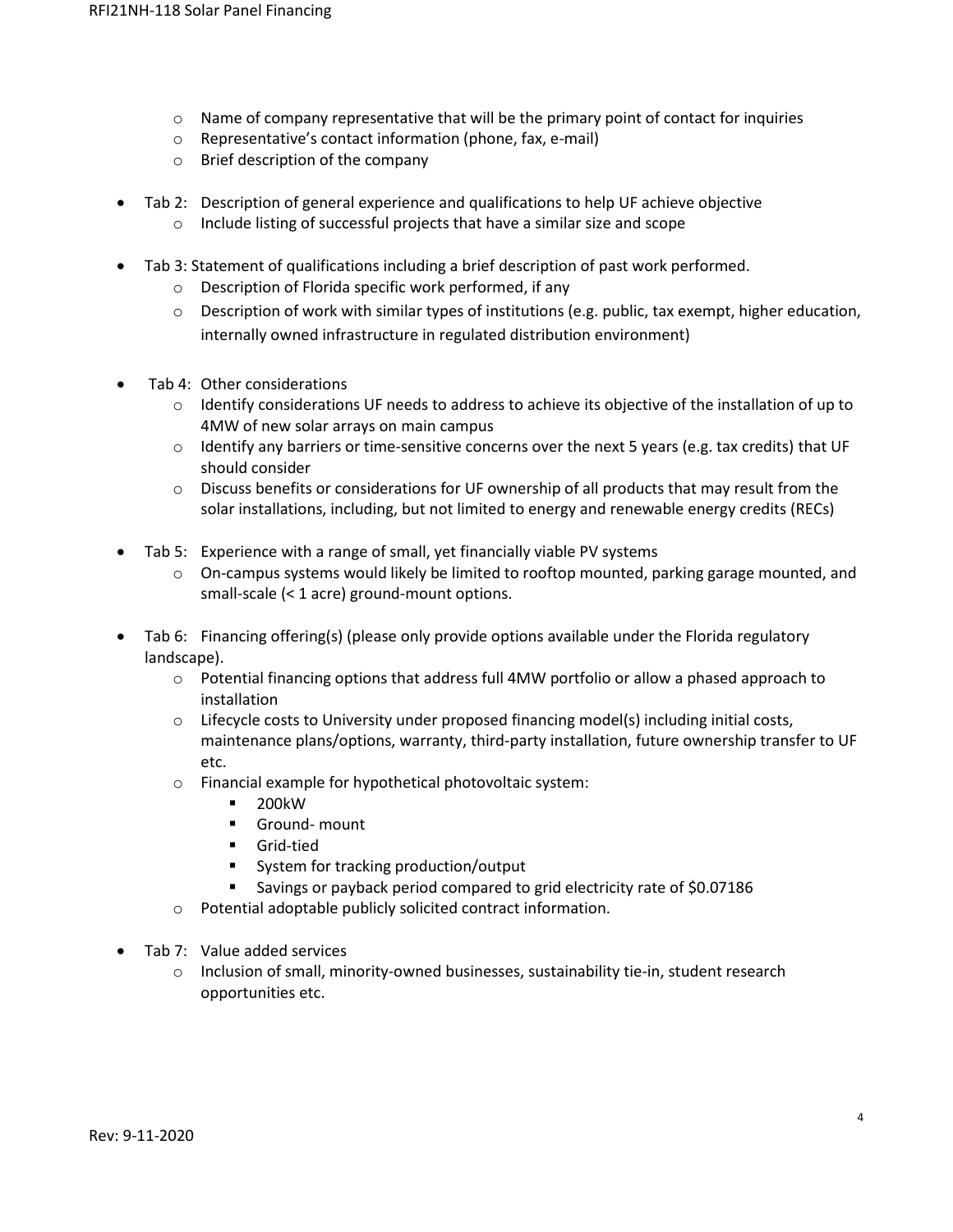- Name of company representative that will be the primary point of contact for inquiries
  - Representative's contact information (phone, fax, e-mail)
  - Brief description of the company

- Tab 2: Description of general experience and qualifications to help UF achieve objective
  - Include listing of successful projects that have a similar size and scope

- Tab 3: Statement of qualifications including a brief description of past work performed.
  - Description of Florida specific work performed, if any
  - Description of work with similar types of institutions (e.g. public, tax exempt, higher education, internally owned infrastructure in regulated distribution environment)

- Tab 4: Other considerations
  - Identify considerations UF needs to address to achieve its objective of the installation of up to 4MW of new solar arrays on main campus
  - Identify any barriers or time-sensitive concerns over the next 5 years (e.g. tax credits) that UF should consider
  - Discuss benefits or considerations for UF ownership of all products that may result from the solar installations, including, but not limited to energy and renewable energy credits (RECs)

- Tab 5: Experience with a range of small, yet financially viable PV systems
  - On-campus systems would likely be limited to rooftop mounted, parking garage mounted, and small-scale (< 1 acre) ground-mount options.

- Tab 6: Financing offering(s) (please only provide options available under the Florida regulatory landscape).
  - Potential financing options that address full 4MW portfolio or allow a phased approach to installation
  - Lifecycle costs to University under proposed financing model(s) including initial costs, maintenance plans/options, warranty, third-party installation, future ownership transfer to UF etc.
  - Financial example for hypothetical photovoltaic system:
    - 200kW
    - Ground- mount
    - Grid-tied
    - System for tracking production/output
    - Savings or payback period compared to grid electricity rate of $0.07186
  - Potential adoptable publicly solicited contract information.

- Tab 7: Value added services
  - Inclusion of small, minority-owned businesses, sustainability tie-in, student research opportunities etc.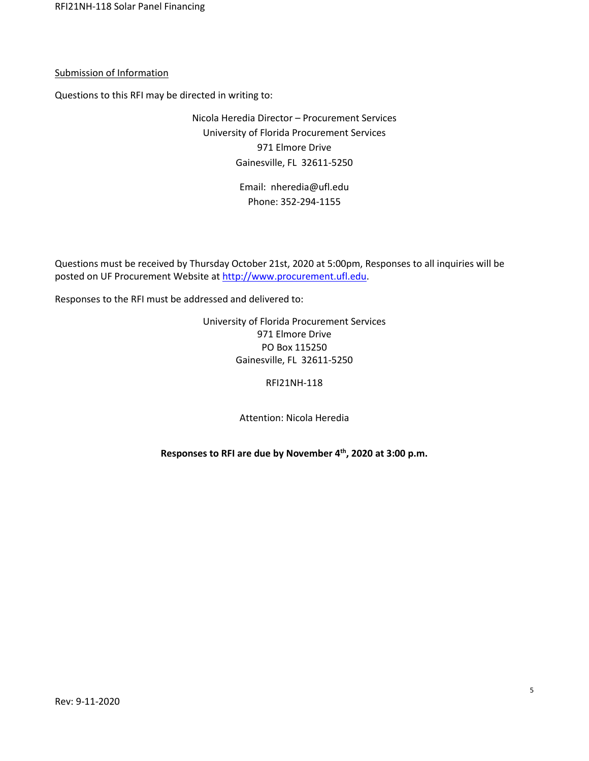<u>Submission of Information</u>

Questions to this RFI may be directed in writing to:

Nicola Heredia Director – Procurement Services  
University of Florida Procurement Services  
971 Elmore Drive  
Gainesville, FL 32611-5250

Email: nheredia@ufl.edu  
Phone: 352-294-1155

Questions must be received by Thursday October 21st, 2020 at 5:00pm, Responses to all inquiries will be posted on UF Procurement Website at [http://www.procurement.ufl.edu](http://www.procurement.ufl.edu).

Responses to the RFI must be addressed and delivered to:

University of Florida Procurement Services  
971 Elmore Drive  
PO Box 115250  
Gainesville, FL 32611-5250

RFI21NH-118

Attention: Nicola Heredia

**Responses to RFI are due by November 4th, 2020 at 3:00 p.m.**

Rev: 9-11-2020